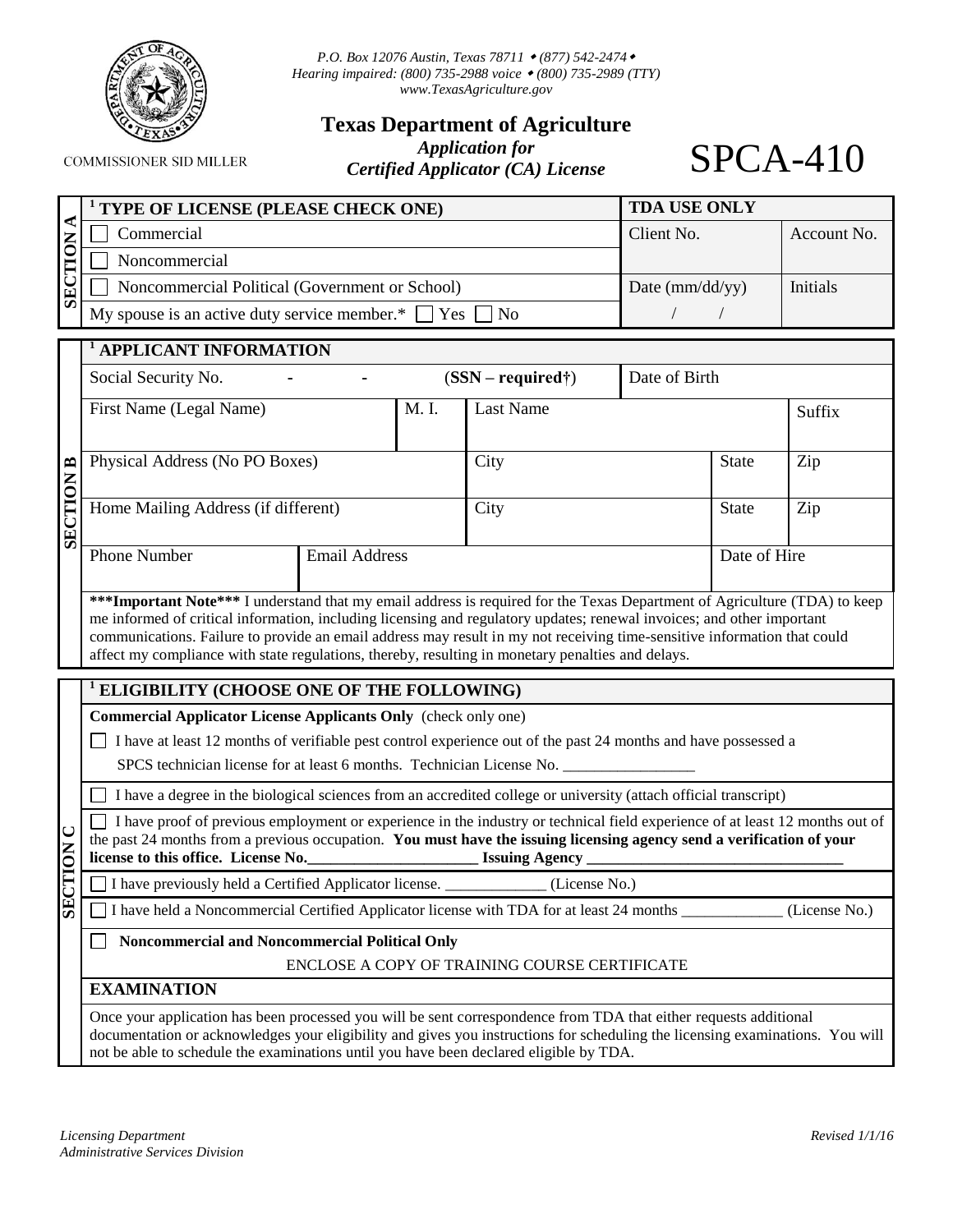P.O. Box 12076 Austin, Texas 78711 • (877) 542-2474 •
Hearing impaired: (800) 735-2988 voice • (800) 735-2989 (TTY)
www.TexasAgriculture.gov

COMMISSIONER SID MILLER

# Texas Department of Agriculture

***Application for Certified Applicator (CA) License***

# SPCA-410

## SECTION A

| [1] TYPE OF LICENSE (PLEASE CHECK ONE) | TDA USE ONLY | |
|---|---|---|
| ☐ Commercial | Client No. | Account No. |
| ☐ Noncommercial | | |
| ☐ Noncommercial Political (Government or School) | Date (mm/dd/yy) | Initials |
| My spouse is an active duty service member.* ☐ Yes ☐ No | / / | |

## SECTION B

**[1] APPLICANT INFORMATION**

| Social Security No. - - (**SSN – required†**) | | | Date of Birth | |
|---|---|---|---|---|
| First Name (Legal Name) | M. I. | Last Name | | Suffix |
| Physical Address (No PO Boxes) | | City | State | Zip |
| Home Mailing Address (if different) | | City | State | Zip |
| Phone Number | Email Address | | Date of Hire | |

*****Important Note***** I understand that my email address is required for the Texas Department of Agriculture (TDA) to keep me informed of critical information, including licensing and regulatory updates; renewal invoices; and other important communications. Failure to provide an email address may result in my not receiving time-sensitive information that could affect my compliance with state regulations, thereby, resulting in monetary penalties and delays.

## SECTION C

**[1] ELIGIBILITY (CHOOSE ONE OF THE FOLLOWING)**

**Commercial Applicator License Applicants Only** (check only one)

☐ I have at least 12 months of verifiable pest control experience out of the past 24 months and have possessed a SPCS technician license for at least 6 months. Technician License No. _________________

☐ I have a degree in the biological sciences from an accredited college or university (attach official transcript)

☐ I have proof of previous employment or experience in the industry or technical field experience of at least 12 months out of the past 24 months from a previous occupation. **You must have the issuing licensing agency send a verification of your license to this office. License No.______________________ Issuing Agency _________________________________**

☐ I have previously held a Certified Applicator license. _____________ (License No.)

☐ I have held a Noncommercial Certified Applicator license with TDA for at least 24 months _____________ (License No.)

☐ **Noncommercial and Noncommercial Political Only**

ENCLOSE A COPY OF TRAINING COURSE CERTIFICATE

**EXAMINATION**

Once your application has been processed you will be sent correspondence from TDA that either requests additional documentation or acknowledges your eligibility and gives you instructions for scheduling the licensing examinations. You will not be able to schedule the examinations until you have been declared eligible by TDA.

*Licensing Department*
*Administrative Services Division*

*Revised 1/1/16*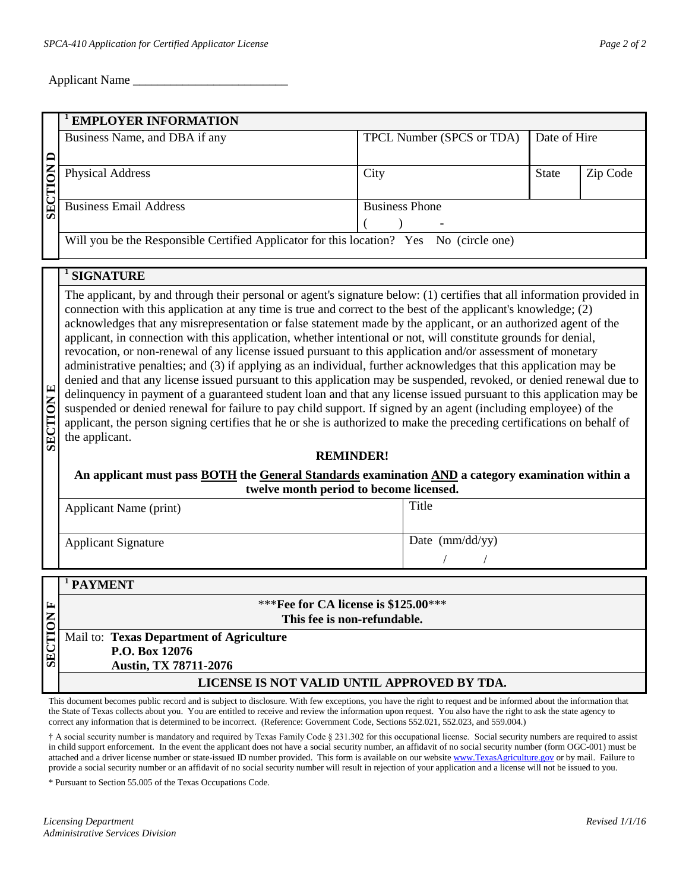Applicant Name _________________________

**SECTION D**

| [1] EMPLOYER INFORMATION | | | |
|---|---|---|---|
| Business Name, and DBA if any | TPCL Number (SPCS or TDA) | Date of Hire | |
| Physical Address | City | State | Zip Code |
| Business Email Address | Business Phone<br>( ) - | | |
| Will you be the Responsible Certified Applicator for this location? Yes No (circle one) | | | |

**SECTION E**

## [1] SIGNATURE

The applicant, by and through their personal or agent's signature below: (1) certifies that all information provided in connection with this application at any time is true and correct to the best of the applicant's knowledge; (2) acknowledges that any misrepresentation or false statement made by the applicant, or an authorized agent of the applicant, in connection with this application, whether intentional or not, will constitute grounds for denial, revocation, or non-renewal of any license issued pursuant to this application and/or assessment of monetary administrative penalties; and (3) if applying as an individual, further acknowledges that this application may be denied and that any license issued pursuant to this application may be suspended, revoked, or denied renewal due to delinquency in payment of a guaranteed student loan and that any license issued pursuant to this application may be suspended or denied renewal for failure to pay child support. If signed by an agent (including employee) of the applicant, the person signing certifies that he or she is authorized to make the preceding certifications on behalf of the applicant.

**REMINDER!**

**An applicant must pass BOTH the General Standards examination AND a category examination within a twelve month period to become licensed.**

| | |
|---|---|
| Applicant Name (print) | Title |
| Applicant Signature | Date (mm/dd/yy)<br>/ / |

**SECTION F**

## [1] PAYMENT

***Fee for CA license is $125.00***
**This fee is non-refundable.**

Mail to: **Texas Department of Agriculture**
**P.O. Box 12076**
**Austin, TX 78711-2076**

**LICENSE IS NOT VALID UNTIL APPROVED BY TDA.**

This document becomes public record and is subject to disclosure. With few exceptions, you have the right to request and be informed about the information that the State of Texas collects about you. You are entitled to receive and review the information upon request. You also have the right to ask the state agency to correct any information that is determined to be incorrect. (Reference: Government Code, Sections 552.021, 552.023, and 559.004.)

† A social security number is mandatory and required by Texas Family Code § 231.302 for this occupational license. Social security numbers are required to assist in child support enforcement. In the event the applicant does not have a social security number, an affidavit of no social security number (form OGC-001) must be attached and a driver license number or state-issued ID number provided. This form is available on our website www.TexasAgriculture.gov or by mail. Failure to provide a social security number or an affidavit of no social security number will result in rejection of your application and a license will not be issued to you.

* Pursuant to Section 55.005 of the Texas Occupations Code.

*Licensing Department*
*Administrative Services Division*

*Revised 1/1/16*